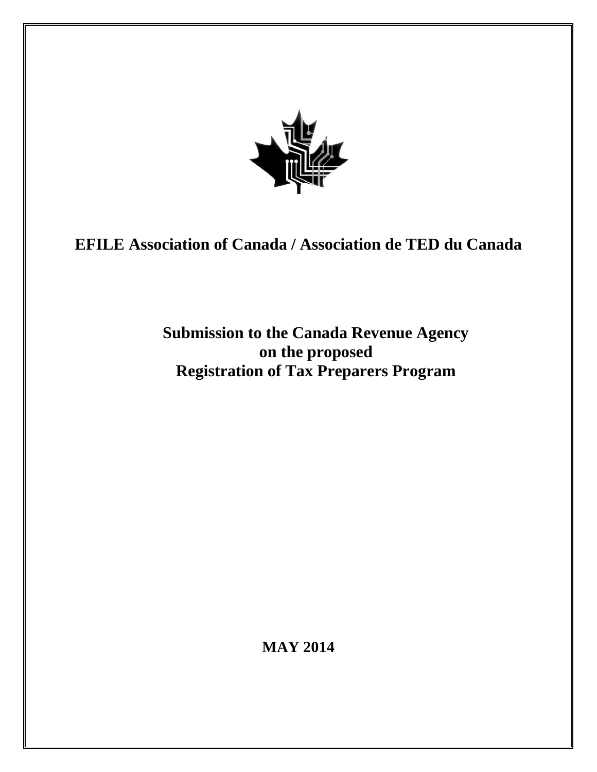# EFILE Association of Canada / Association de TED du Canada

## Submission to the Canada Revenue Agency on the proposed Registration of Tax Preparers Program

**MAY 2014**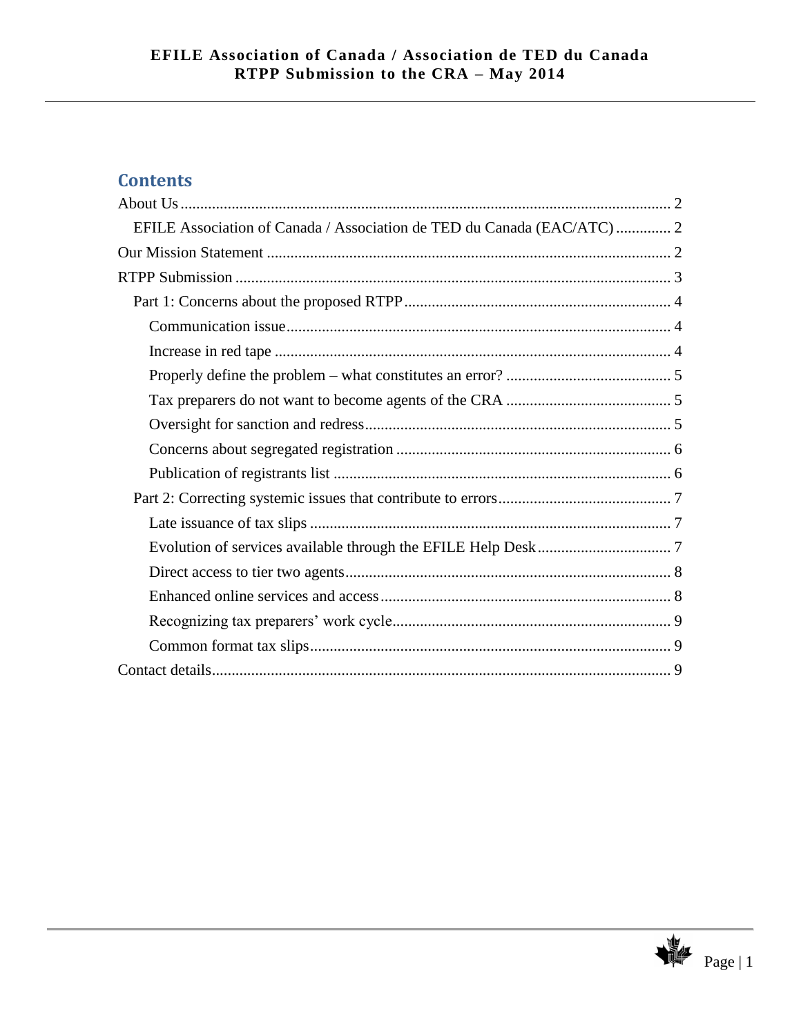## Contents

- About Us ... 2
  - EFILE Association of Canada / Association de TED du Canada (EAC/ATC) ... 2
- Our Mission Statement ... 2
- RTPP Submission ... 3
  - Part 1: Concerns about the proposed RTPP ... 4
    - Communication issue ... 4
    - Increase in red tape ... 4
    - Properly define the problem – what constitutes an error? ... 5
    - Tax preparers do not want to become agents of the CRA ... 5
    - Oversight for sanction and redress ... 5
    - Concerns about segregated registration ... 6
    - Publication of registrants list ... 6
  - Part 2: Correcting systemic issues that contribute to errors ... 7
    - Late issuance of tax slips ... 7
    - Evolution of services available through the EFILE Help Desk ... 7
    - Direct access to tier two agents ... 8
    - Enhanced online services and access ... 8
    - Recognizing tax preparers' work cycle ... 9
    - Common format tax slips ... 9
- Contact details ... 9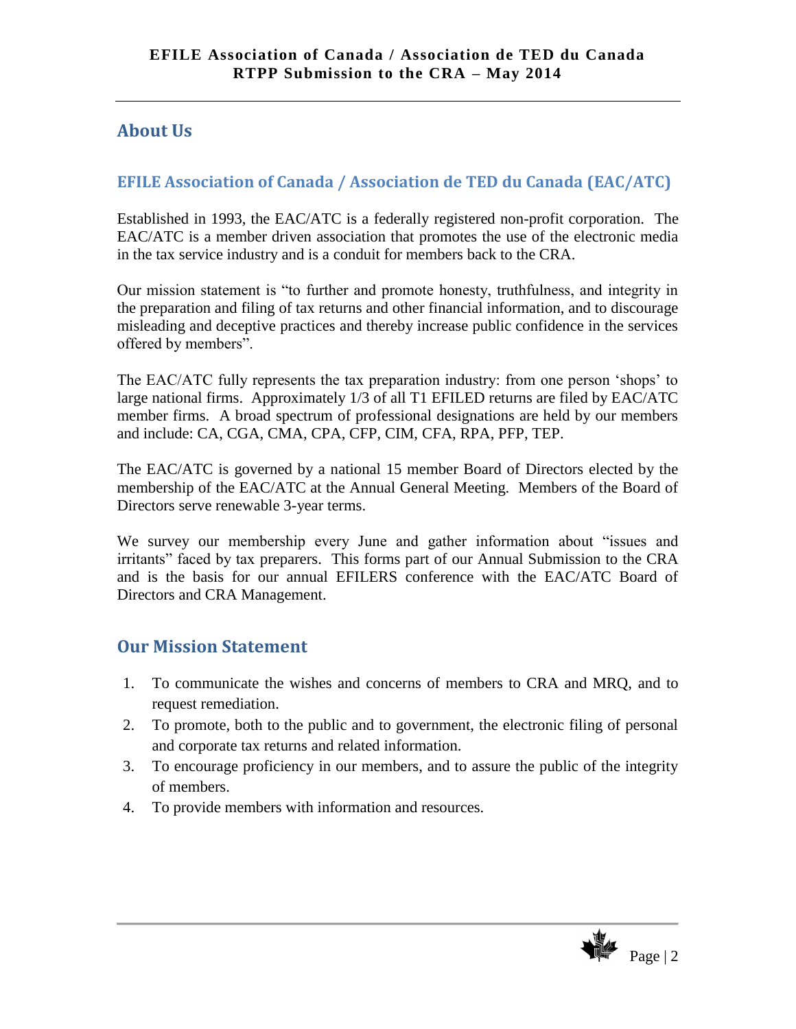## About Us

### EFILE Association of Canada / Association de TED du Canada (EAC/ATC)

Established in 1993, the EAC/ATC is a federally registered non-profit corporation. The EAC/ATC is a member driven association that promotes the use of the electronic media in the tax service industry and is a conduit for members back to the CRA.

Our mission statement is "to further and promote honesty, truthfulness, and integrity in the preparation and filing of tax returns and other financial information, and to discourage misleading and deceptive practices and thereby increase public confidence in the services offered by members".

The EAC/ATC fully represents the tax preparation industry: from one person 'shops' to large national firms. Approximately 1/3 of all T1 EFILED returns are filed by EAC/ATC member firms. A broad spectrum of professional designations are held by our members and include: CA, CGA, CMA, CPA, CFP, CIM, CFA, RPA, PFP, TEP.

The EAC/ATC is governed by a national 15 member Board of Directors elected by the membership of the EAC/ATC at the Annual General Meeting. Members of the Board of Directors serve renewable 3-year terms.

We survey our membership every June and gather information about "issues and irritants" faced by tax preparers. This forms part of our Annual Submission to the CRA and is the basis for our annual EFILERS conference with the EAC/ATC Board of Directors and CRA Management.

## Our Mission Statement

1. To communicate the wishes and concerns of members to CRA and MRQ, and to request remediation.
2. To promote, both to the public and to government, the electronic filing of personal and corporate tax returns and related information.
3. To encourage proficiency in our members, and to assure the public of the integrity of members.
4. To provide members with information and resources.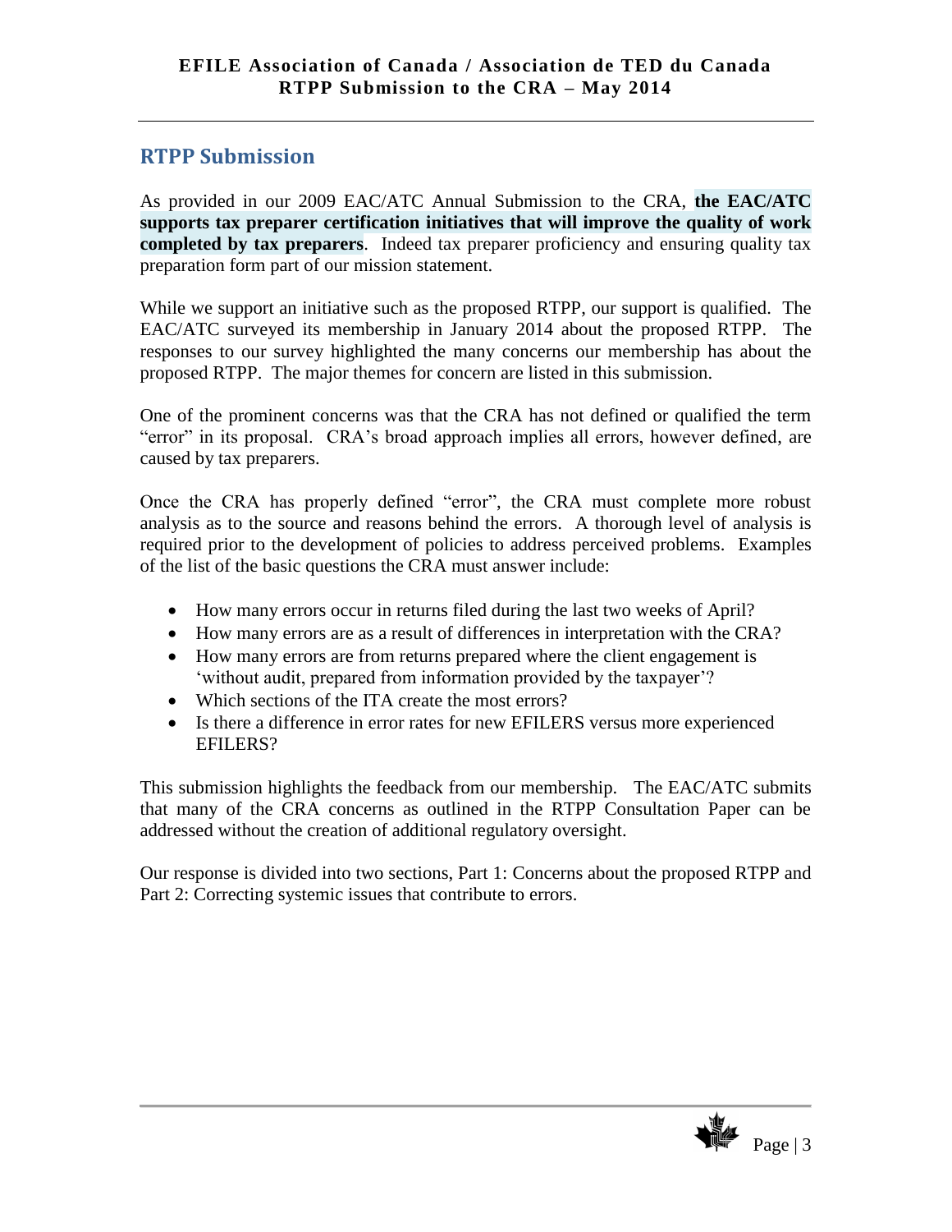## RTPP Submission

As provided in our 2009 EAC/ATC Annual Submission to the CRA, **the EAC/ATC supports tax preparer certification initiatives that will improve the quality of work completed by tax preparers**. Indeed tax preparer proficiency and ensuring quality tax preparation form part of our mission statement.

While we support an initiative such as the proposed RTPP, our support is qualified. The EAC/ATC surveyed its membership in January 2014 about the proposed RTPP. The responses to our survey highlighted the many concerns our membership has about the proposed RTPP. The major themes for concern are listed in this submission.

One of the prominent concerns was that the CRA has not defined or qualified the term "error" in its proposal. CRA's broad approach implies all errors, however defined, are caused by tax preparers.

Once the CRA has properly defined "error", the CRA must complete more robust analysis as to the source and reasons behind the errors. A thorough level of analysis is required prior to the development of policies to address perceived problems. Examples of the list of the basic questions the CRA must answer include:

- How many errors occur in returns filed during the last two weeks of April?
- How many errors are as a result of differences in interpretation with the CRA?
- How many errors are from returns prepared where the client engagement is 'without audit, prepared from information provided by the taxpayer'?
- Which sections of the ITA create the most errors?
- Is there a difference in error rates for new EFILERS versus more experienced EFILERS?

This submission highlights the feedback from our membership. The EAC/ATC submits that many of the CRA concerns as outlined in the RTPP Consultation Paper can be addressed without the creation of additional regulatory oversight.

Our response is divided into two sections, Part 1: Concerns about the proposed RTPP and Part 2: Correcting systemic issues that contribute to errors.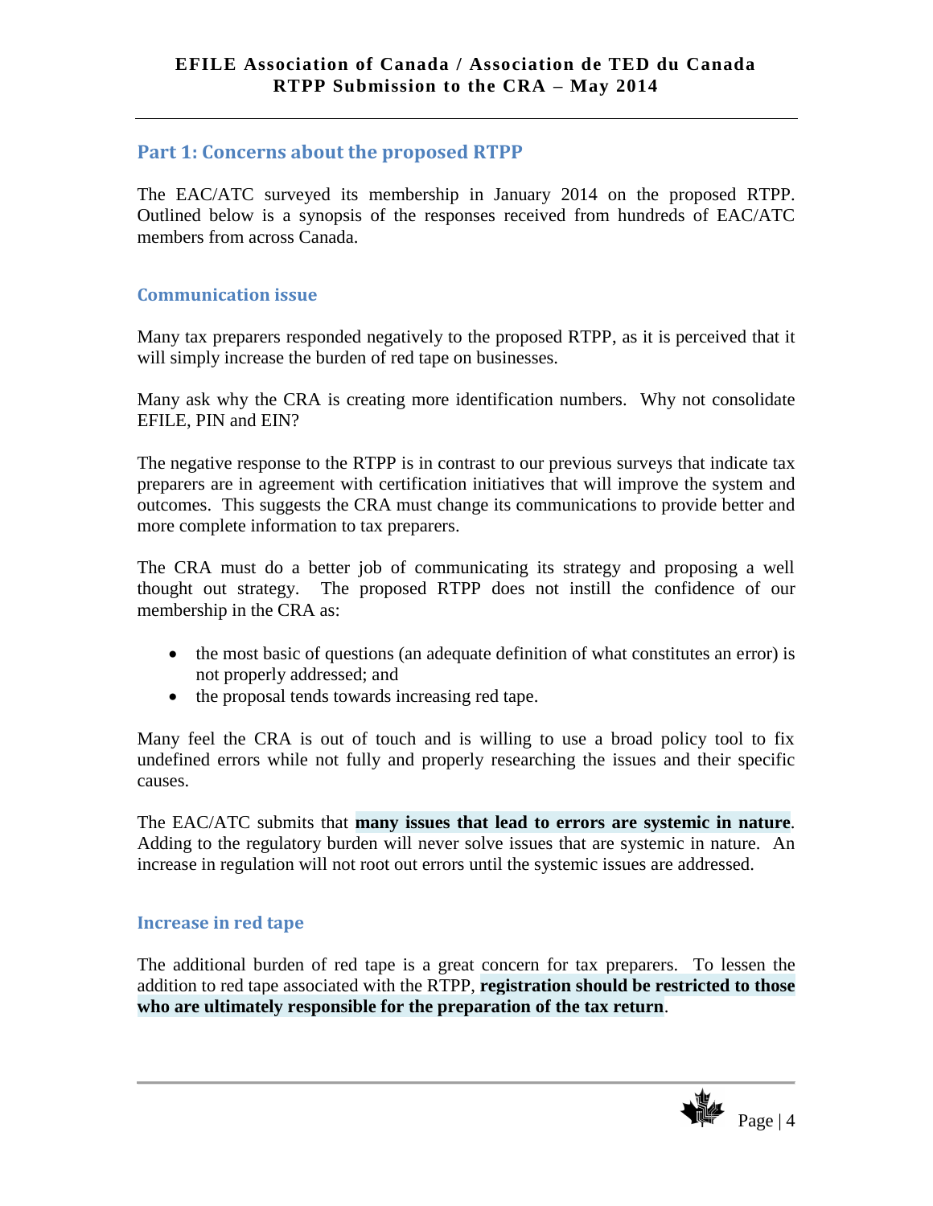## Part 1: Concerns about the proposed RTPP

The EAC/ATC surveyed its membership in January 2014 on the proposed RTPP. Outlined below is a synopsis of the responses received from hundreds of EAC/ATC members from across Canada.

### Communication issue

Many tax preparers responded negatively to the proposed RTPP, as it is perceived that it will simply increase the burden of red tape on businesses.

Many ask why the CRA is creating more identification numbers. Why not consolidate EFILE, PIN and EIN?

The negative response to the RTPP is in contrast to our previous surveys that indicate tax preparers are in agreement with certification initiatives that will improve the system and outcomes. This suggests the CRA must change its communications to provide better and more complete information to tax preparers.

The CRA must do a better job of communicating its strategy and proposing a well thought out strategy. The proposed RTPP does not instill the confidence of our membership in the CRA as:

- the most basic of questions (an adequate definition of what constitutes an error) is not properly addressed; and
- the proposal tends towards increasing red tape.

Many feel the CRA is out of touch and is willing to use a broad policy tool to fix undefined errors while not fully and properly researching the issues and their specific causes.

The EAC/ATC submits that **many issues that lead to errors are systemic in nature**. Adding to the regulatory burden will never solve issues that are systemic in nature. An increase in regulation will not root out errors until the systemic issues are addressed.

### Increase in red tape

The additional burden of red tape is a great concern for tax preparers. To lessen the addition to red tape associated with the RTPP, **registration should be restricted to those who are ultimately responsible for the preparation of the tax return**.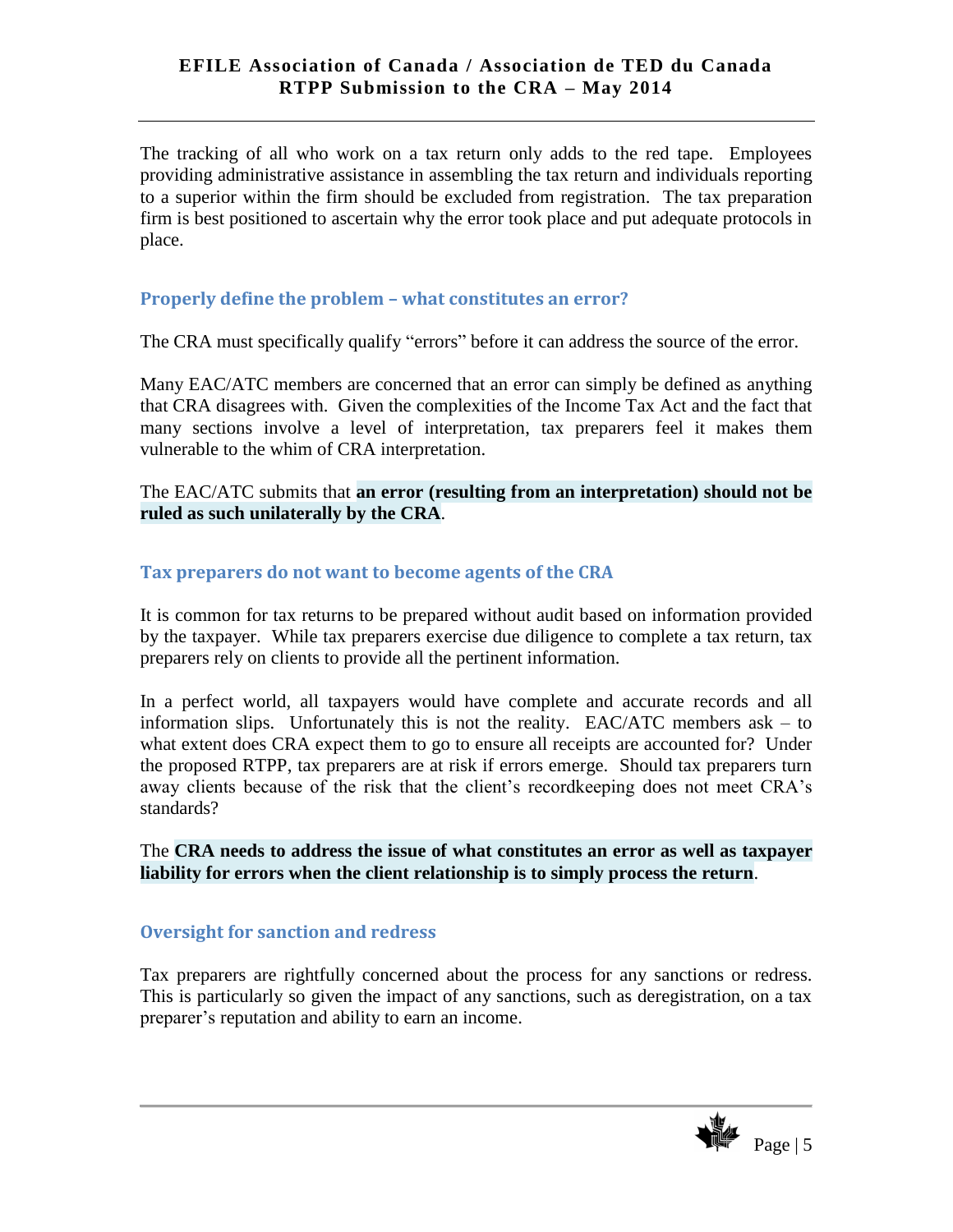The tracking of all who work on a tax return only adds to the red tape. Employees providing administrative assistance in assembling the tax return and individuals reporting to a superior within the firm should be excluded from registration. The tax preparation firm is best positioned to ascertain why the error took place and put adequate protocols in place.

### Properly define the problem – what constitutes an error?

The CRA must specifically qualify "errors" before it can address the source of the error.

Many EAC/ATC members are concerned that an error can simply be defined as anything that CRA disagrees with. Given the complexities of the Income Tax Act and the fact that many sections involve a level of interpretation, tax preparers feel it makes them vulnerable to the whim of CRA interpretation.

The EAC/ATC submits that **an error (resulting from an interpretation) should not be ruled as such unilaterally by the CRA**.

### Tax preparers do not want to become agents of the CRA

It is common for tax returns to be prepared without audit based on information provided by the taxpayer. While tax preparers exercise due diligence to complete a tax return, tax preparers rely on clients to provide all the pertinent information.

In a perfect world, all taxpayers would have complete and accurate records and all information slips. Unfortunately this is not the reality. EAC/ATC members ask – to what extent does CRA expect them to go to ensure all receipts are accounted for? Under the proposed RTPP, tax preparers are at risk if errors emerge. Should tax preparers turn away clients because of the risk that the client's recordkeeping does not meet CRA's standards?

The **CRA needs to address the issue of what constitutes an error as well as taxpayer liability for errors when the client relationship is to simply process the return**.

### Oversight for sanction and redress

Tax preparers are rightfully concerned about the process for any sanctions or redress. This is particularly so given the impact of any sanctions, such as deregistration, on a tax preparer's reputation and ability to earn an income.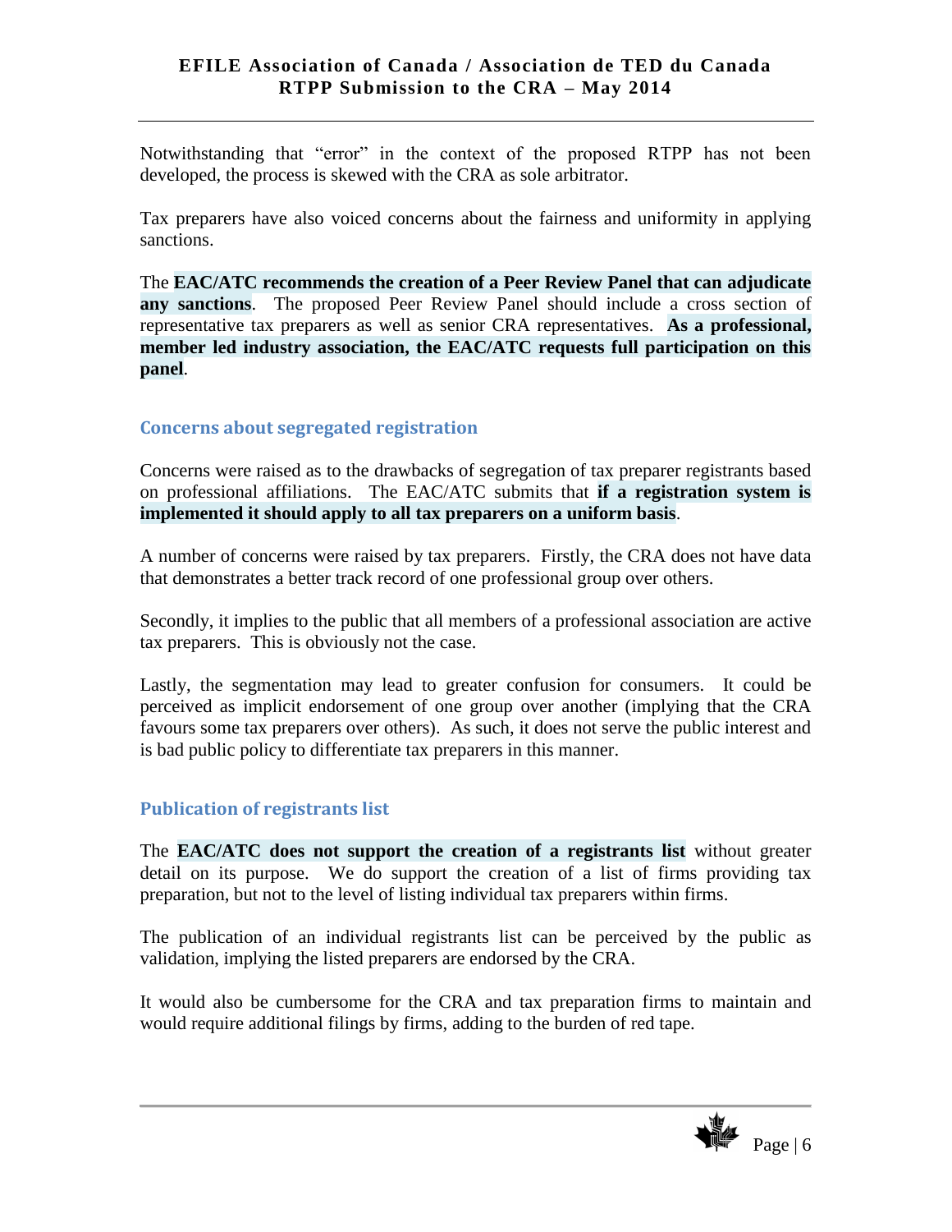Notwithstanding that "error" in the context of the proposed RTPP has not been developed, the process is skewed with the CRA as sole arbitrator.

Tax preparers have also voiced concerns about the fairness and uniformity in applying sanctions.

The **EAC/ATC recommends the creation of a Peer Review Panel that can adjudicate any sanctions**. The proposed Peer Review Panel should include a cross section of representative tax preparers as well as senior CRA representatives. **As a professional, member led industry association, the EAC/ATC requests full participation on this panel**.

### Concerns about segregated registration

Concerns were raised as to the drawbacks of segregation of tax preparer registrants based on professional affiliations. The EAC/ATC submits that **if a registration system is implemented it should apply to all tax preparers on a uniform basis**.

A number of concerns were raised by tax preparers. Firstly, the CRA does not have data that demonstrates a better track record of one professional group over others.

Secondly, it implies to the public that all members of a professional association are active tax preparers. This is obviously not the case.

Lastly, the segmentation may lead to greater confusion for consumers. It could be perceived as implicit endorsement of one group over another (implying that the CRA favours some tax preparers over others). As such, it does not serve the public interest and is bad public policy to differentiate tax preparers in this manner.

### Publication of registrants list

The **EAC/ATC does not support the creation of a registrants list** without greater detail on its purpose. We do support the creation of a list of firms providing tax preparation, but not to the level of listing individual tax preparers within firms.

The publication of an individual registrants list can be perceived by the public as validation, implying the listed preparers are endorsed by the CRA.

It would also be cumbersome for the CRA and tax preparation firms to maintain and would require additional filings by firms, adding to the burden of red tape.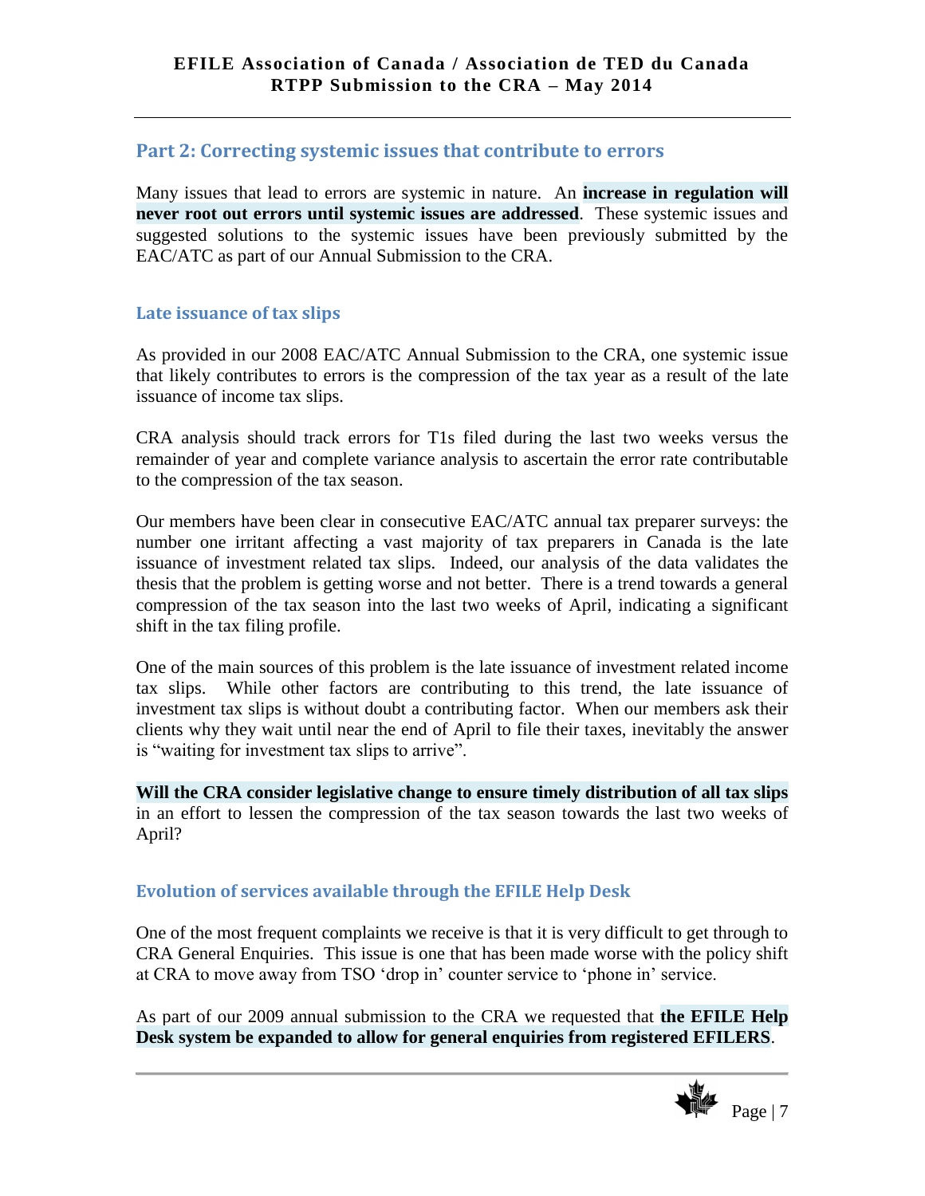## Part 2: Correcting systemic issues that contribute to errors

Many issues that lead to errors are systemic in nature. An **increase in regulation will never root out errors until systemic issues are addressed**. These systemic issues and suggested solutions to the systemic issues have been previously submitted by the EAC/ATC as part of our Annual Submission to the CRA.

### Late issuance of tax slips

As provided in our 2008 EAC/ATC Annual Submission to the CRA, one systemic issue that likely contributes to errors is the compression of the tax year as a result of the late issuance of income tax slips.

CRA analysis should track errors for T1s filed during the last two weeks versus the remainder of year and complete variance analysis to ascertain the error rate contributable to the compression of the tax season.

Our members have been clear in consecutive EAC/ATC annual tax preparer surveys: the number one irritant affecting a vast majority of tax preparers in Canada is the late issuance of investment related tax slips. Indeed, our analysis of the data validates the thesis that the problem is getting worse and not better. There is a trend towards a general compression of the tax season into the last two weeks of April, indicating a significant shift in the tax filing profile.

One of the main sources of this problem is the late issuance of investment related income tax slips. While other factors are contributing to this trend, the late issuance of investment tax slips is without doubt a contributing factor. When our members ask their clients why they wait until near the end of April to file their taxes, inevitably the answer is "waiting for investment tax slips to arrive".

**Will the CRA consider legislative change to ensure timely distribution of all tax slips** in an effort to lessen the compression of the tax season towards the last two weeks of April?

### Evolution of services available through the EFILE Help Desk

One of the most frequent complaints we receive is that it is very difficult to get through to CRA General Enquiries. This issue is one that has been made worse with the policy shift at CRA to move away from TSO 'drop in' counter service to 'phone in' service.

As part of our 2009 annual submission to the CRA we requested that **the EFILE Help Desk system be expanded to allow for general enquiries from registered EFILERS**.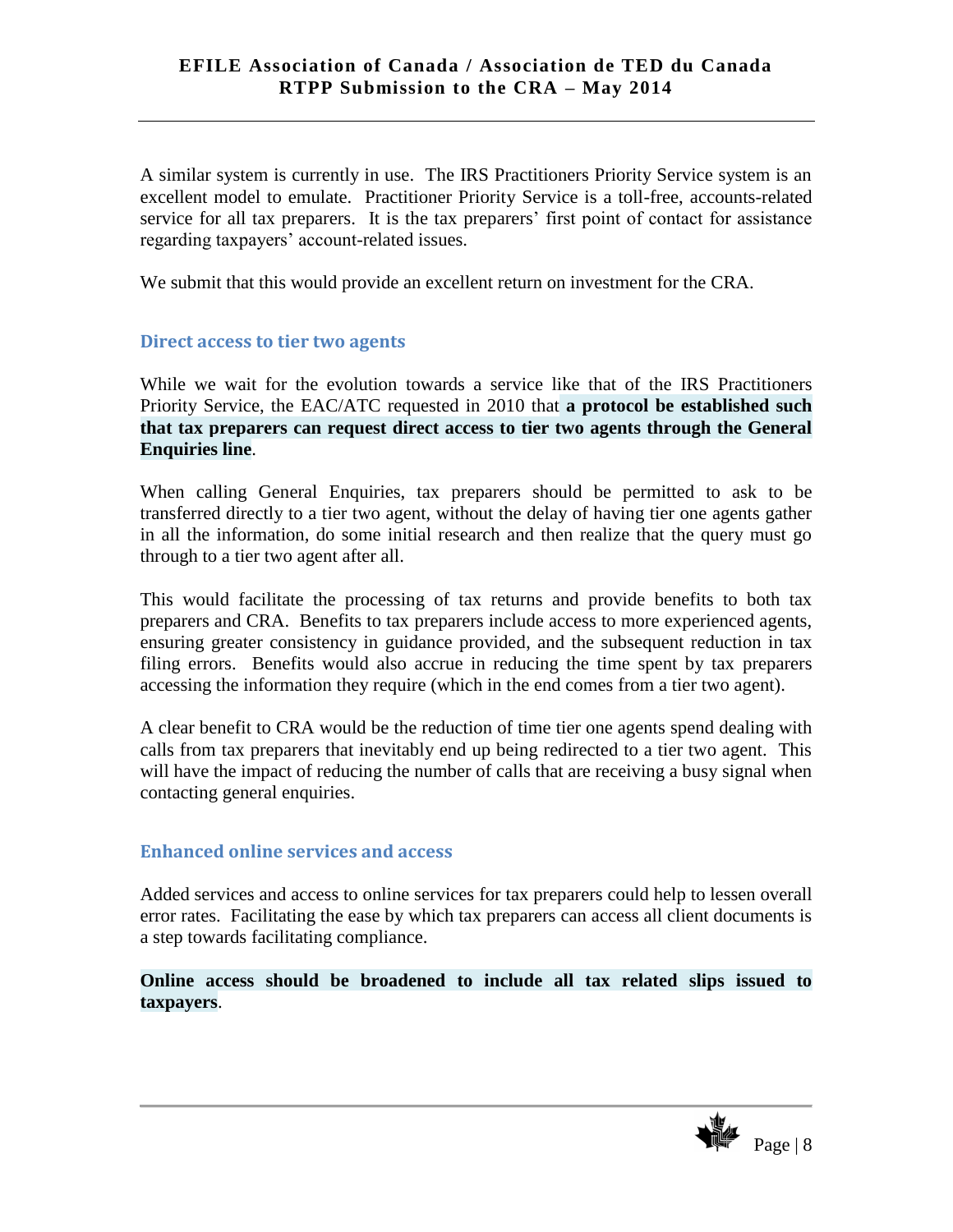A similar system is currently in use. The IRS Practitioners Priority Service system is an excellent model to emulate. Practitioner Priority Service is a toll-free, accounts-related service for all tax preparers. It is the tax preparers' first point of contact for assistance regarding taxpayers' account-related issues.

We submit that this would provide an excellent return on investment for the CRA.

### Direct access to tier two agents

While we wait for the evolution towards a service like that of the IRS Practitioners Priority Service, the EAC/ATC requested in 2010 that **a protocol be established such that tax preparers can request direct access to tier two agents through the General Enquiries line**.

When calling General Enquiries, tax preparers should be permitted to ask to be transferred directly to a tier two agent, without the delay of having tier one agents gather in all the information, do some initial research and then realize that the query must go through to a tier two agent after all.

This would facilitate the processing of tax returns and provide benefits to both tax preparers and CRA. Benefits to tax preparers include access to more experienced agents, ensuring greater consistency in guidance provided, and the subsequent reduction in tax filing errors. Benefits would also accrue in reducing the time spent by tax preparers accessing the information they require (which in the end comes from a tier two agent).

A clear benefit to CRA would be the reduction of time tier one agents spend dealing with calls from tax preparers that inevitably end up being redirected to a tier two agent. This will have the impact of reducing the number of calls that are receiving a busy signal when contacting general enquiries.

### Enhanced online services and access

Added services and access to online services for tax preparers could help to lessen overall error rates. Facilitating the ease by which tax preparers can access all client documents is a step towards facilitating compliance.

**Online access should be broadened to include all tax related slips issued to taxpayers**.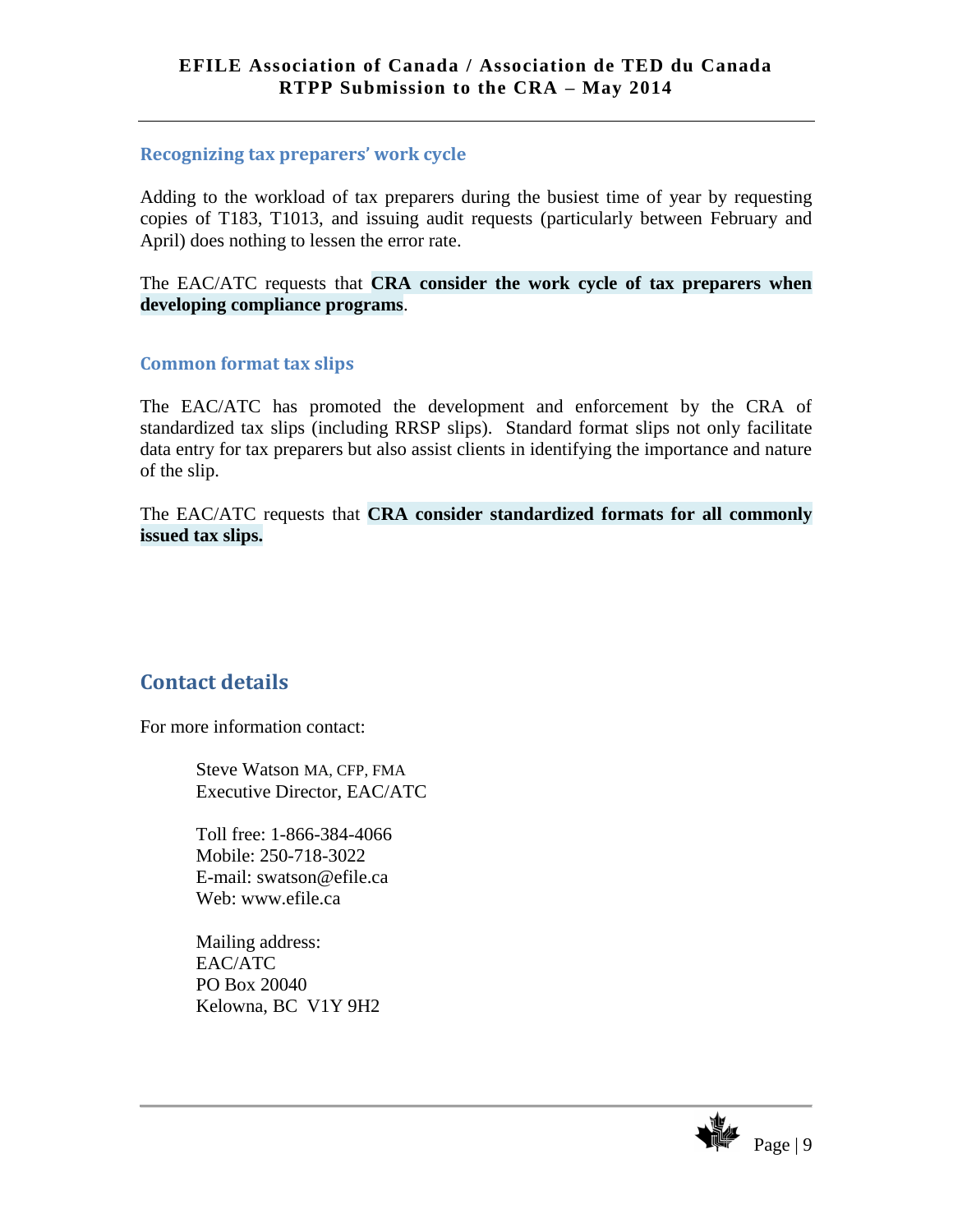### Recognizing tax preparers' work cycle

Adding to the workload of tax preparers during the busiest time of year by requesting copies of T183, T1013, and issuing audit requests (particularly between February and April) does nothing to lessen the error rate.

The EAC/ATC requests that **CRA consider the work cycle of tax preparers when developing compliance programs**.

### Common format tax slips

The EAC/ATC has promoted the development and enforcement by the CRA of standardized tax slips (including RRSP slips). Standard format slips not only facilitate data entry for tax preparers but also assist clients in identifying the importance and nature of the slip.

The EAC/ATC requests that **CRA consider standardized formats for all commonly issued tax slips.**

## Contact details

For more information contact:

Steve Watson MA, CFP, FMA
Executive Director, EAC/ATC

Toll free: 1-866-384-4066
Mobile: 250-718-3022
E-mail: swatson@efile.ca
Web: www.efile.ca

Mailing address:
EAC/ATC
PO Box 20040
Kelowna, BC V1Y 9H2